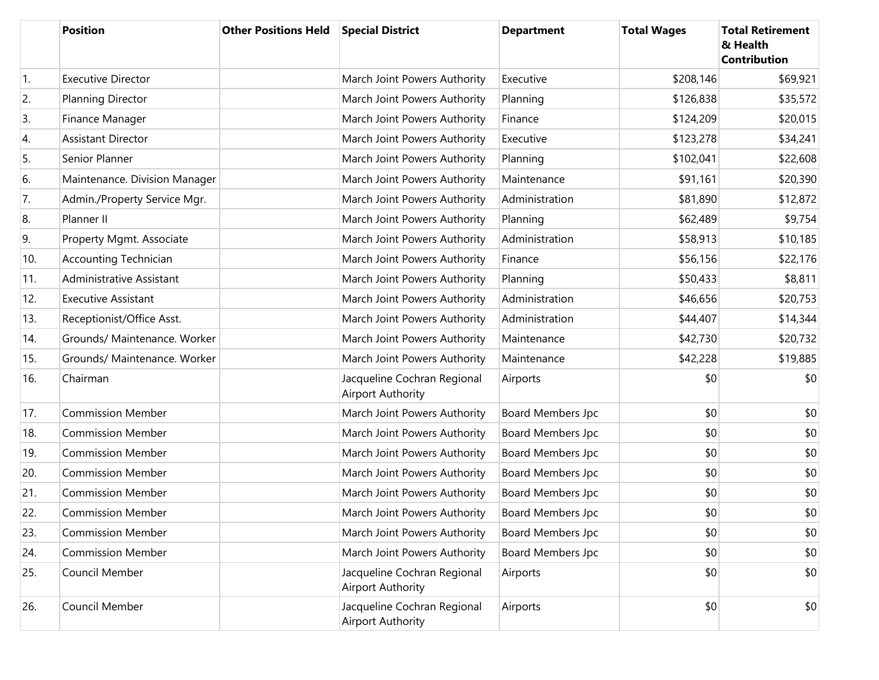| | Position | Other Positions Held | Special District | Department | Total Wages | Total Retirement & Health Contribution |
|---|---|---|---|---|---|---|
| 1. | Executive Director | | March Joint Powers Authority | Executive | $208,146 | $69,921 |
| 2. | Planning Director | | March Joint Powers Authority | Planning | $126,838 | $35,572 |
| 3. | Finance Manager | | March Joint Powers Authority | Finance | $124,209 | $20,015 |
| 4. | Assistant Director | | March Joint Powers Authority | Executive | $123,278 | $34,241 |
| 5. | Senior Planner | | March Joint Powers Authority | Planning | $102,041 | $22,608 |
| 6. | Maintenance. Division Manager | | March Joint Powers Authority | Maintenance | $91,161 | $20,390 |
| 7. | Admin./Property Service Mgr. | | March Joint Powers Authority | Administration | $81,890 | $12,872 |
| 8. | Planner II | | March Joint Powers Authority | Planning | $62,489 | $9,754 |
| 9. | Property Mgmt. Associate | | March Joint Powers Authority | Administration | $58,913 | $10,185 |
| 10. | Accounting Technician | | March Joint Powers Authority | Finance | $56,156 | $22,176 |
| 11. | Administrative Assistant | | March Joint Powers Authority | Planning | $50,433 | $8,811 |
| 12. | Executive Assistant | | March Joint Powers Authority | Administration | $46,656 | $20,753 |
| 13. | Receptionist/Office Asst. | | March Joint Powers Authority | Administration | $44,407 | $14,344 |
| 14. | Grounds/ Maintenance. Worker | | March Joint Powers Authority | Maintenance | $42,730 | $20,732 |
| 15. | Grounds/ Maintenance. Worker | | March Joint Powers Authority | Maintenance | $42,228 | $19,885 |
| 16. | Chairman | | Jacqueline Cochran Regional Airport Authority | Airports | $0 | $0 |
| 17. | Commission Member | | March Joint Powers Authority | Board Members Jpc | $0 | $0 |
| 18. | Commission Member | | March Joint Powers Authority | Board Members Jpc | $0 | $0 |
| 19. | Commission Member | | March Joint Powers Authority | Board Members Jpc | $0 | $0 |
| 20. | Commission Member | | March Joint Powers Authority | Board Members Jpc | $0 | $0 |
| 21. | Commission Member | | March Joint Powers Authority | Board Members Jpc | $0 | $0 |
| 22. | Commission Member | | March Joint Powers Authority | Board Members Jpc | $0 | $0 |
| 23. | Commission Member | | March Joint Powers Authority | Board Members Jpc | $0 | $0 |
| 24. | Commission Member | | March Joint Powers Authority | Board Members Jpc | $0 | $0 |
| 25. | Council Member | | Jacqueline Cochran Regional Airport Authority | Airports | $0 | $0 |
| 26. | Council Member | | Jacqueline Cochran Regional Airport Authority | Airports | $0 | $0 |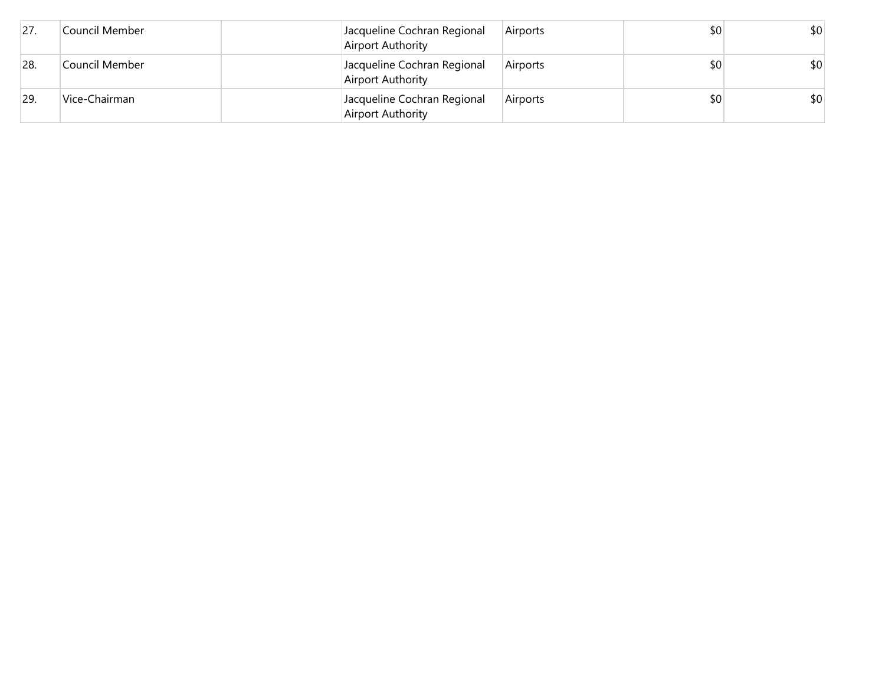| | | | | | | |
|---|---|---|---|---|---|---|
| 27. | Council Member | | Jacqueline Cochran Regional Airport Authority | Airports | $0 | $0 |
| 28. | Council Member | | Jacqueline Cochran Regional Airport Authority | Airports | $0 | $0 |
| 29. | Vice-Chairman | | Jacqueline Cochran Regional Airport Authority | Airports | $0 | $0 |